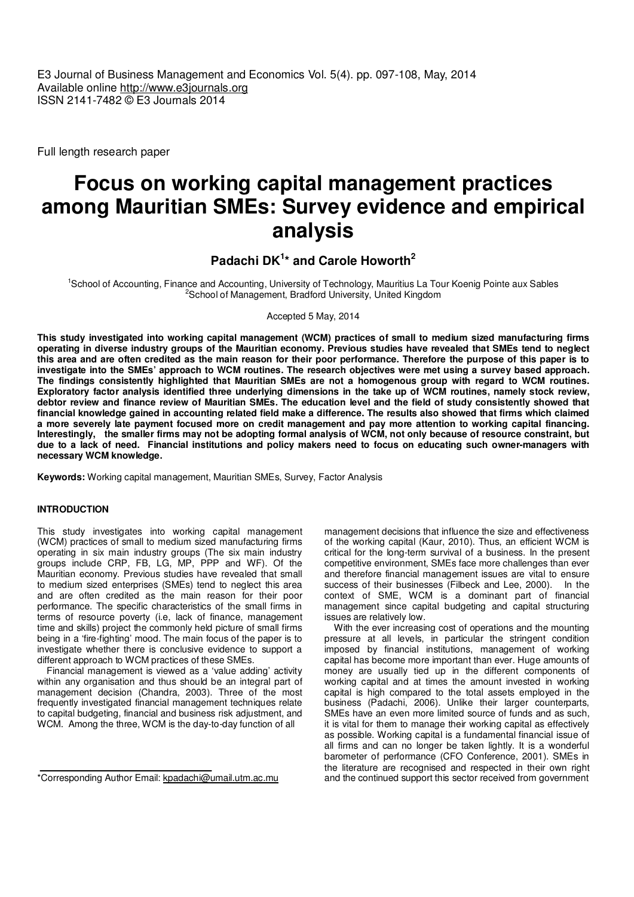E3 Journal of Business Management and Economics Vol. 5(4). pp. 097-108, May, 2014
Available online http://www.e3journals.org
ISSN 2141-7482 © E3 Journals 2014

Full length research paper

# Focus on working capital management practices among Mauritian SMEs: Survey evidence and empirical analysis

**Padachi DK[1]* and Carole Howorth[2]**

[1]School of Accounting, Finance and Accounting, University of Technology, Mauritius La Tour Koenig Pointe aux Sables
[2]School of Management, Bradford University, United Kingdom

Accepted 5 May, 2014

**This study investigated into working capital management (WCM) practices of small to medium sized manufacturing firms operating in diverse industry groups of the Mauritian economy. Previous studies have revealed that SMEs tend to neglect this area and are often credited as the main reason for their poor performance. Therefore the purpose of this paper is to investigate into the SMEs' approach to WCM routines. The research objectives were met using a survey based approach. The findings consistently highlighted that Mauritian SMEs are not a homogenous group with regard to WCM routines. Exploratory factor analysis identified three underlying dimensions in the take up of WCM routines, namely stock review, debtor review and finance review of Mauritian SMEs. The education level and the field of study consistently showed that financial knowledge gained in accounting related field make a difference. The results also showed that firms which claimed a more severely late payment focused more on credit management and pay more attention to working capital financing. Interestingly, the smaller firms may not be adopting formal analysis of WCM, not only because of resource constraint, but due to a lack of need. Financial institutions and policy makers need to focus on educating such owner-managers with necessary WCM knowledge.**

**Keywords:** Working capital management, Mauritian SMEs, Survey, Factor Analysis

## INTRODUCTION

This study investigates into working capital management (WCM) practices of small to medium sized manufacturing firms operating in six main industry groups (The six main industry groups include CRP, FB, LG, MP, PPP and WF). Of the Mauritian economy. Previous studies have revealed that small to medium sized enterprises (SMEs) tend to neglect this area and are often credited as the main reason for their poor performance. The specific characteristics of the small firms in terms of resource poverty (i.e, lack of finance, management time and skills) project the commonly held picture of small firms being in a 'fire-fighting' mood. The main focus of the paper is to investigate whether there is conclusive evidence to support a different approach to WCM practices of these SMEs.

Financial management is viewed as a 'value adding' activity within any organisation and thus should be an integral part of management decision (Chandra, 2003). Three of the most frequently investigated financial management techniques relate to capital budgeting, financial and business risk adjustment, and WCM. Among the three, WCM is the day-to-day function of all management decisions that influence the size and effectiveness of the working capital (Kaur, 2010). Thus, an efficient WCM is critical for the long-term survival of a business. In the present competitive environment, SMEs face more challenges than ever and therefore financial management issues are vital to ensure success of their businesses (Filbeck and Lee, 2000). In the context of SME, WCM is a dominant part of financial management since capital budgeting and capital structuring issues are relatively low.

With the ever increasing cost of operations and the mounting pressure at all levels, in particular the stringent condition imposed by financial institutions, management of working capital has become more important than ever. Huge amounts of money are usually tied up in the different components of working capital and at times the amount invested in working capital is high compared to the total assets employed in the business (Padachi, 2006). Unlike their larger counterparts, SMEs have an even more limited source of funds and as such, it is vital for them to manage their working capital as effectively as possible. Working capital is a fundamental financial issue of all firms and can no longer be taken lightly. It is a wonderful barometer of performance (CFO Conference, 2001). SMEs in the literature are recognised and respected in their own right and the continued support this sector received from government

*Corresponding Author Email: kpadachi@umail.utm.ac.mu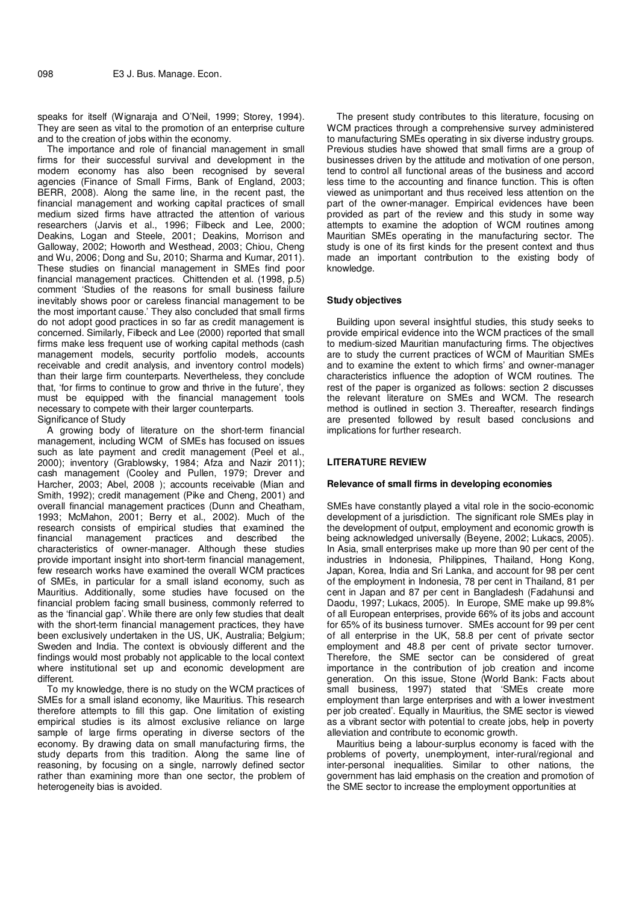speaks for itself (Wignaraja and O'Neil, 1999; Storey, 1994). They are seen as vital to the promotion of an enterprise culture and to the creation of jobs within the economy.

The importance and role of financial management in small firms for their successful survival and development in the modern economy has also been recognised by several agencies (Finance of Small Firms, Bank of England, 2003; BERR, 2008). Along the same line, in the recent past, the financial management and working capital practices of small medium sized firms have attracted the attention of various researchers (Jarvis et al., 1996; Filbeck and Lee, 2000; Deakins, Logan and Steele, 2001; Deakins, Morrison and Galloway, 2002; Howorth and Westhead, 2003; Chiou, Cheng and Wu, 2006; Dong and Su, 2010; Sharma and Kumar, 2011). These studies on financial management in SMEs find poor financial management practices. Chittenden et al. (1998, p.5) comment 'Studies of the reasons for small business failure inevitably shows poor or careless financial management to be the most important cause.' They also concluded that small firms do not adopt good practices in so far as credit management is concerned. Similarly, Filbeck and Lee (2000) reported that small firms make less frequent use of working capital methods (cash management models, security portfolio models, accounts receivable and credit analysis, and inventory control models) than their large firm counterparts. Nevertheless, they conclude that, 'for firms to continue to grow and thrive in the future', they must be equipped with the financial management tools necessary to compete with their larger counterparts.

Significance of Study

A growing body of literature on the short-term financial management, including WCM of SMEs has focused on issues such as late payment and credit management (Peel et al., 2000); inventory (Grablowsky, 1984; Afza and Nazir 2011); cash management (Cooley and Pullen, 1979; Drever and Harcher, 2003; Abel, 2008 ); accounts receivable (Mian and Smith, 1992); credit management (Pike and Cheng, 2001) and overall financial management practices (Dunn and Cheatham, 1993; McMahon, 2001; Berry et al., 2002). Much of the research consists of empirical studies that examined the financial management practices and described the characteristics of owner-manager. Although these studies provide important insight into short-term financial management, few research works have examined the overall WCM practices of SMEs, in particular for a small island economy, such as Mauritius. Additionally, some studies have focused on the financial problem facing small business, commonly referred to as the 'financial gap'. While there are only few studies that dealt with the short-term financial management practices, they have been exclusively undertaken in the US, UK, Australia; Belgium; Sweden and India. The context is obviously different and the findings would most probably not applicable to the local context where institutional set up and economic development are different.

To my knowledge, there is no study on the WCM practices of SMEs for a small island economy, like Mauritius. This research therefore attempts to fill this gap. One limitation of existing empirical studies is its almost exclusive reliance on large sample of large firms operating in diverse sectors of the economy. By drawing data on small manufacturing firms, the study departs from this tradition. Along the same line of reasoning, by focusing on a single, narrowly defined sector rather than examining more than one sector, the problem of heterogeneity bias is avoided.

The present study contributes to this literature, focusing on WCM practices through a comprehensive survey administered to manufacturing SMEs operating in six diverse industry groups. Previous studies have showed that small firms are a group of businesses driven by the attitude and motivation of one person, tend to control all functional areas of the business and accord less time to the accounting and finance function. This is often viewed as unimportant and thus received less attention on the part of the owner-manager. Empirical evidences have been provided as part of the review and this study in some way attempts to examine the adoption of WCM routines among Mauritian SMEs operating in the manufacturing sector. The study is one of its first kinds for the present context and thus made an important contribution to the existing body of knowledge.

### Study objectives

Building upon several insightful studies, this study seeks to provide empirical evidence into the WCM practices of the small to medium-sized Mauritian manufacturing firms. The objectives are to study the current practices of WCM of Mauritian SMEs and to examine the extent to which firms' and owner-manager characteristics influence the adoption of WCM routines. The rest of the paper is organized as follows: section 2 discusses the relevant literature on SMEs and WCM. The research method is outlined in section 3. Thereafter, research findings are presented followed by result based conclusions and implications for further research.

## LITERATURE REVIEW

### Relevance of small firms in developing economies

SMEs have constantly played a vital role in the socio-economic development of a jurisdiction. The significant role SMEs play in the development of output, employment and economic growth is being acknowledged universally (Beyene, 2002; Lukacs, 2005). In Asia, small enterprises make up more than 90 per cent of the industries in Indonesia, Philippines, Thailand, Hong Kong, Japan, Korea, India and Sri Lanka, and account for 98 per cent of the employment in Indonesia, 78 per cent in Thailand, 81 per cent in Japan and 87 per cent in Bangladesh (Fadahunsi and Daodu, 1997; Lukacs, 2005). In Europe, SME make up 99.8% of all European enterprises, provide 66% of its jobs and account for 65% of its business turnover. SMEs account for 99 per cent of all enterprise in the UK, 58.8 per cent of private sector employment and 48.8 per cent of private sector turnover. Therefore, the SME sector can be considered of great importance in the contribution of job creation and income generation. On this issue, Stone (World Bank: Facts about small business, 1997) stated that 'SMEs create more employment than large enterprises and with a lower investment per job created'. Equally in Mauritius, the SME sector is viewed as a vibrant sector with potential to create jobs, help in poverty alleviation and contribute to economic growth.

Mauritius being a labour-surplus economy is faced with the problems of poverty, unemployment, inter-rural/regional and inter-personal inequalities. Similar to other nations, the government has laid emphasis on the creation and promotion of the SME sector to increase the employment opportunities at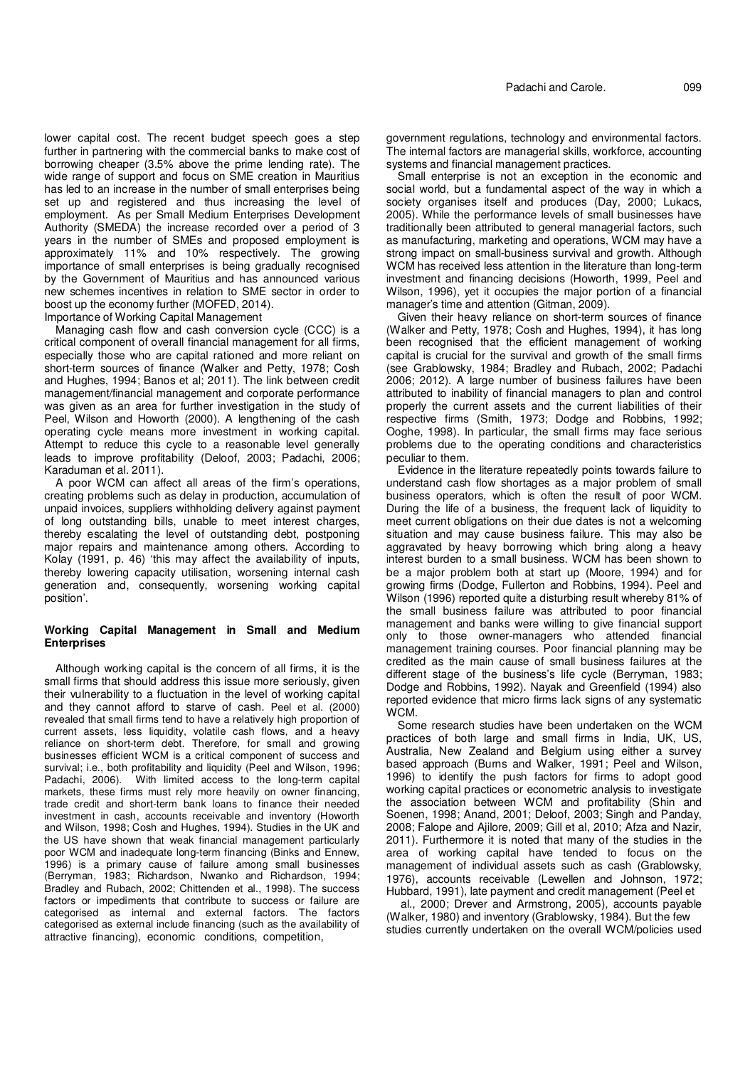lower capital cost. The recent budget speech goes a step further in partnering with the commercial banks to make cost of borrowing cheaper (3.5% above the prime lending rate). The wide range of support and focus on SME creation in Mauritius has led to an increase in the number of small enterprises being set up and registered and thus increasing the level of employment. As per Small Medium Enterprises Development Authority (SMEDA) the increase recorded over a period of 3 years in the number of SMEs and proposed employment is approximately 11% and 10% respectively. The growing importance of small enterprises is being gradually recognised by the Government of Mauritius and has announced various new schemes incentives in relation to SME sector in order to boost up the economy further (MOFED, 2014).

Importance of Working Capital Management

Managing cash flow and cash conversion cycle (CCC) is a critical component of overall financial management for all firms, especially those who are capital rationed and more reliant on short-term sources of finance (Walker and Petty, 1978; Cosh and Hughes, 1994; Banos et al; 2011). The link between credit management/financial management and corporate performance was given as an area for further investigation in the study of Peel, Wilson and Howorth (2000). A lengthening of the cash operating cycle means more investment in working capital. Attempt to reduce this cycle to a reasonable level generally leads to improve profitability (Deloof, 2003; Padachi, 2006; Karaduman et al. 2011).

A poor WCM can affect all areas of the firm's operations, creating problems such as delay in production, accumulation of unpaid invoices, suppliers withholding delivery against payment of long outstanding bills, unable to meet interest charges, thereby escalating the level of outstanding debt, postponing major repairs and maintenance among others. According to Kolay (1991, p. 46) 'this may affect the availability of inputs, thereby lowering capacity utilisation, worsening internal cash generation and, consequently, worsening working capital position'.

## Working Capital Management in Small and Medium Enterprises

Although working capital is the concern of all firms, it is the small firms that should address this issue more seriously, given their vulnerability to a fluctuation in the level of working capital and they cannot afford to starve of cash. Peel et al. (2000) revealed that small firms tend to have a relatively high proportion of current assets, less liquidity, volatile cash flows, and a heavy reliance on short-term debt. Therefore, for small and growing businesses efficient WCM is a critical component of success and survival; i.e., both profitability and liquidity (Peel and Wilson, 1996; Padachi, 2006). With limited access to the long-term capital markets, these firms must rely more heavily on owner financing, trade credit and short-term bank loans to finance their needed investment in cash, accounts receivable and inventory (Howorth and Wilson, 1998; Cosh and Hughes, 1994). Studies in the UK and the US have shown that weak financial management particularly poor WCM and inadequate long-term financing (Binks and Ennew, 1996) is a primary cause of failure among small businesses (Berryman, 1983; Richardson, Nwanko and Richardson, 1994; Bradley and Rubach, 2002; Chittenden et al., 1998). The success factors or impediments that contribute to success or failure are categorised as internal and external factors. The factors categorised as external include financing (such as the availability of attractive financing), economic conditions, competition, government regulations, technology and environmental factors. The internal factors are managerial skills, workforce, accounting systems and financial management practices.

Small enterprise is not an exception in the economic and social world, but a fundamental aspect of the way in which a society organises itself and produces (Day, 2000; Lukacs, 2005). While the performance levels of small businesses have traditionally been attributed to general managerial factors, such as manufacturing, marketing and operations, WCM may have a strong impact on small-business survival and growth. Although WCM has received less attention in the literature than long-term investment and financing decisions (Howorth, 1999, Peel and Wilson, 1996), yet it occupies the major portion of a financial manager's time and attention (Gitman, 2009).

Given their heavy reliance on short-term sources of finance (Walker and Petty, 1978; Cosh and Hughes, 1994), it has long been recognised that the efficient management of working capital is crucial for the survival and growth of the small firms (see Grablowsky, 1984; Bradley and Rubach, 2002; Padachi 2006; 2012). A large number of business failures have been attributed to inability of financial managers to plan and control properly the current assets and the current liabilities of their respective firms (Smith, 1973; Dodge and Robbins, 1992; Ooghe, 1998). In particular, the small firms may face serious problems due to the operating conditions and characteristics peculiar to them.

Evidence in the literature repeatedly points towards failure to understand cash flow shortages as a major problem of small business operators, which is often the result of poor WCM. During the life of a business, the frequent lack of liquidity to meet current obligations on their due dates is not a welcoming situation and may cause business failure. This may also be aggravated by heavy borrowing which bring along a heavy interest burden to a small business. WCM has been shown to be a major problem both at start up (Moore, 1994) and for growing firms (Dodge, Fullerton and Robbins, 1994). Peel and Wilson (1996) reported quite a disturbing result whereby 81% of the small business failure was attributed to poor financial management and banks were willing to give financial support only to those owner-managers who attended financial management training courses. Poor financial planning may be credited as the main cause of small business failures at the different stage of the business's life cycle (Berryman, 1983; Dodge and Robbins, 1992). Nayak and Greenfield (1994) also reported evidence that micro firms lack signs of any systematic WCM.

Some research studies have been undertaken on the WCM practices of both large and small firms in India, UK, US, Australia, New Zealand and Belgium using either a survey based approach (Burns and Walker, 1991; Peel and Wilson, 1996) to identify the push factors for firms to adopt good working capital practices or econometric analysis to investigate the association between WCM and profitability (Shin and Soenen, 1998; Anand, 2001; Deloof, 2003; Singh and Panday, 2008; Falope and Ajilore, 2009; Gill et al, 2010; Afza and Nazir, 2011). Furthermore it is noted that many of the studies in the area of working capital have tended to focus on the management of individual assets such as cash (Grablowsky, 1976), accounts receivable (Lewellen and Johnson, 1972; Hubbard, 1991), late payment and credit management (Peel et al., 2000; Drever and Armstrong, 2005), accounts payable (Walker, 1980) and inventory (Grablowsky, 1984). But the few studies currently undertaken on the overall WCM/policies used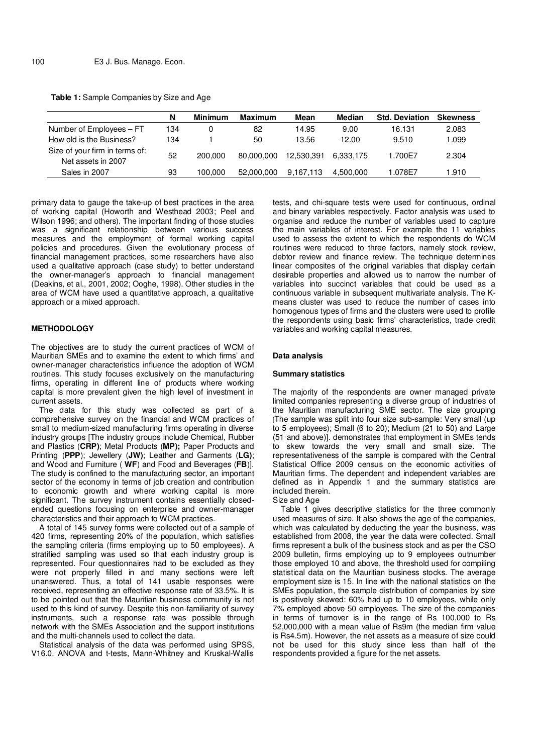**Table 1:** Sample Companies by Size and Age

| | N | Minimum | Maximum | Mean | Median | Std. Deviation | Skewness |
|---|---|---|---|---|---|---|---|
| Number of Employees – FT | 134 | 0 | 82 | 14.95 | 9.00 | 16.131 | 2.083 |
| How old is the Business? | 134 | 1 | 50 | 13.56 | 12.00 | 9.510 | 1.099 |
| Size of your firm in terms of: Net assets in 2007 | 52 | 200,000 | 80,000,000 | 12,530,391 | 6,333,175 | 1.700E7 | 2.304 |
| Sales in 2007 | 93 | 100,000 | 52,000,000 | 9,167,113 | 4,500,000 | 1.078E7 | 1.910 |

primary data to gauge the take-up of best practices in the area of working capital (Howorth and Westhead 2003; Peel and Wilson 1996; and others). The important finding of those studies was a significant relationship between various success measures and the employment of formal working capital policies and procedures. Given the evolutionary process of financial management practices, some researchers have also used a qualitative approach (case study) to better understand the owner-manager's approach to financial management (Deakins, et al., 2001, 2002; Ooghe, 1998). Other studies in the area of WCM have used a quantitative approach, a qualitative approach or a mixed approach.

## METHODOLOGY

The objectives are to study the current practices of WCM of Mauritian SMEs and to examine the extent to which firms' and owner-manager characteristics influence the adoption of WCM routines. This study focuses exclusively on the manufacturing firms, operating in different line of products where working capital is more prevalent given the high level of investment in current assets.

The data for this study was collected as part of a comprehensive survey on the financial and WCM practices of small to medium-sized manufacturing firms operating in diverse industry groups [The industry groups include Chemical, Rubber and Plastics (**CRP**); Metal Products (**MP**); Paper Products and Printing (**PPP**); Jewellery (**JW**); Leather and Garments (**LG**); and Wood and Furniture ( **WF**) and Food and Beverages (**FB**)]. The study is confined to the manufacturing sector, an important sector of the economy in terms of job creation and contribution to economic growth and where working capital is more significant. The survey instrument contains essentially closed-ended questions focusing on enterprise and owner-manager characteristics and their approach to WCM practices.

A total of 145 survey forms were collected out of a sample of 420 firms, representing 20% of the population, which satisfies the sampling criteria (firms employing up to 50 employees). A stratified sampling was used so that each industry group is represented. Four questionnaires had to be excluded as they were not properly filled in and many sections were left unanswered. Thus, a total of 141 usable responses were received, representing an effective response rate of 33.5%. It is to be pointed out that the Mauritian business community is not used to this kind of survey. Despite this non-familiarity of survey instruments, such a response rate was possible through network with the SMEs Association and the support institutions and the multi-channels used to collect the data.

Statistical analysis of the data was performed using SPSS, V16.0. ANOVA and t-tests, Mann-Whitney and Kruskal-Wallis tests, and chi-square tests were used for continuous, ordinal and binary variables respectively. Factor analysis was used to organise and reduce the number of variables used to capture the main variables of interest. For example the 11 variables used to assess the extent to which the respondents do WCM routines were reduced to three factors, namely stock review, debtor review and finance review. The technique determines linear composites of the original variables that display certain desirable properties and allowed us to narrow the number of variables into succinct variables that could be used as a continuous variable in subsequent multivariate analysis. The K-means cluster was used to reduce the number of cases into homogenous types of firms and the clusters were used to profile the respondents using basic firms' characteristics, trade credit variables and working capital measures.

### Data analysis

#### Summary statistics

The majority of the respondents are owner managed private limited companies representing a diverse group of industries of the Mauritian manufacturing SME sector. The size grouping [The sample was split into four size sub-sample: Very small (up to 5 employees); Small (6 to 20); Medium (21 to 50) and Large (51 and above)]. demonstrates that employment in SMEs tends to skew towards the very small and small size. The representativeness of the sample is compared with the Central Statistical Office 2009 census on the economic activities of Mauritian firms. The dependent and independent variables are defined as in Appendix 1 and the summary statistics are included therein.

Size and Age

Table 1 gives descriptive statistics for the three commonly used measures of size. It also shows the age of the companies, which was calculated by deducting the year the business, was established from 2008, the year the data were collected. Small firms represent a bulk of the business stock and as per the CSO 2009 bulletin, firms employing up to 9 employees outnumber those employed 10 and above, the threshold used for compiling statistical data on the Mauritian business stocks. The average employment size is 15. In line with the national statistics on the SMEs population, the sample distribution of companies by size is positively skewed: 60% had up to 10 employees, while only 7% employed above 50 employees. The size of the companies in terms of turnover is in the range of Rs 100,000 to Rs 52,000,000 with a mean value of Rs9m (the median firm value is Rs4.5m). However, the net assets as a measure of size could not be used for this study since less than half of the respondents provided a figure for the net assets.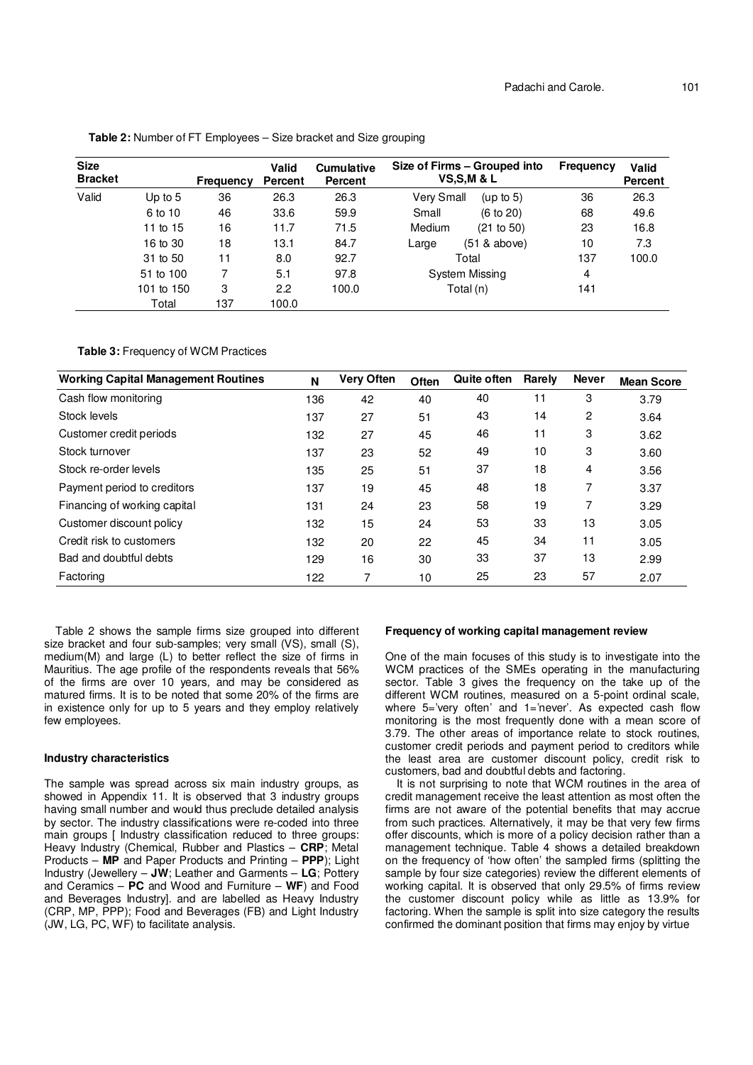**Table 2:** Number of FT Employees – Size bracket and Size grouping

| Size Bracket | | Frequency | Valid Percent | Cumulative Percent | Size of Firms – Grouped into VS,S,M & L | | Frequency | Valid Percent |
|---|---|---|---|---|---|---|---|---|
| Valid | Up to 5 | 36 | 26.3 | 26.3 | Very Small | (up to 5) | 36 | 26.3 |
| | 6 to 10 | 46 | 33.6 | 59.9 | Small | (6 to 20) | 68 | 49.6 |
| | 11 to 15 | 16 | 11.7 | 71.5 | Medium | (21 to 50) | 23 | 16.8 |
| | 16 to 30 | 18 | 13.1 | 84.7 | Large | (51 & above) | 10 | 7.3 |
| | 31 to 50 | 11 | 8.0 | 92.7 | Total | | 137 | 100.0 |
| | 51 to 100 | 7 | 5.1 | 97.8 | System Missing | | 4 | |
| | 101 to 150 | 3 | 2.2 | 100.0 | Total (n) | | 141 | |
| | Total | 137 | 100.0 | | | | | |

**Table 3:** Frequency of WCM Practices

| Working Capital Management Routines | N | Very Often | Often | Quite often | Rarely | Never | Mean Score |
|---|---|---|---|---|---|---|---|
| Cash flow monitoring | 136 | 42 | 40 | 40 | 11 | 3 | 3.79 |
| Stock levels | 137 | 27 | 51 | 43 | 14 | 2 | 3.64 |
| Customer credit periods | 132 | 27 | 45 | 46 | 11 | 3 | 3.62 |
| Stock turnover | 137 | 23 | 52 | 49 | 10 | 3 | 3.60 |
| Stock re-order levels | 135 | 25 | 51 | 37 | 18 | 4 | 3.56 |
| Payment period to creditors | 137 | 19 | 45 | 48 | 18 | 7 | 3.37 |
| Financing of working capital | 131 | 24 | 23 | 58 | 19 | 7 | 3.29 |
| Customer discount policy | 132 | 15 | 24 | 53 | 33 | 13 | 3.05 |
| Credit risk to customers | 132 | 20 | 22 | 45 | 34 | 11 | 3.05 |
| Bad and doubtful debts | 129 | 16 | 30 | 33 | 37 | 13 | 2.99 |
| Factoring | 122 | 7 | 10 | 25 | 23 | 57 | 2.07 |

Table 2 shows the sample firms size grouped into different size bracket and four sub-samples; very small (VS), small (S), medium(M) and large (L) to better reflect the size of firms in Mauritius. The age profile of the respondents reveals that 56% of the firms are over 10 years, and may be considered as matured firms. It is to be noted that some 20% of the firms are in existence only for up to 5 years and they employ relatively few employees.

### Industry characteristics

The sample was spread across six main industry groups, as showed in Appendix 11. It is observed that 3 industry groups having small number and would thus preclude detailed analysis by sector. The industry classifications were re-coded into three main groups [ Industry classification reduced to three groups: Heavy Industry (Chemical, Rubber and Plastics – **CRP**; Metal Products – **MP** and Paper Products and Printing – **PPP**); Light Industry (Jewellery – **JW**; Leather and Garments – **LG**; Pottery and Ceramics – **PC** and Wood and Furniture – **WF**) and Food and Beverages Industry]. and are labelled as Heavy Industry (CRP, MP, PPP); Food and Beverages (FB) and Light Industry (JW, LG, PC, WF) to facilitate analysis.

### Frequency of working capital management review

One of the main focuses of this study is to investigate into the WCM practices of the SMEs operating in the manufacturing sector. Table 3 gives the frequency on the take up of the different WCM routines, measured on a 5-point ordinal scale, where 5='very often' and 1='never'. As expected cash flow monitoring is the most frequently done with a mean score of 3.79. The other areas of importance relate to stock routines, customer credit periods and payment period to creditors while the least area are customer discount policy, credit risk to customers, bad and doubtful debts and factoring.

It is not surprising to note that WCM routines in the area of credit management receive the least attention as most often the firms are not aware of the potential benefits that may accrue from such practices. Alternatively, it may be that very few firms offer discounts, which is more of a policy decision rather than a management technique. Table 4 shows a detailed breakdown on the frequency of 'how often' the sampled firms (splitting the sample by four size categories) review the different elements of working capital. It is observed that only 29.5% of firms review the customer discount policy while as little as 13.9% for factoring. When the sample is split into size category the results confirmed the dominant position that firms may enjoy by virtue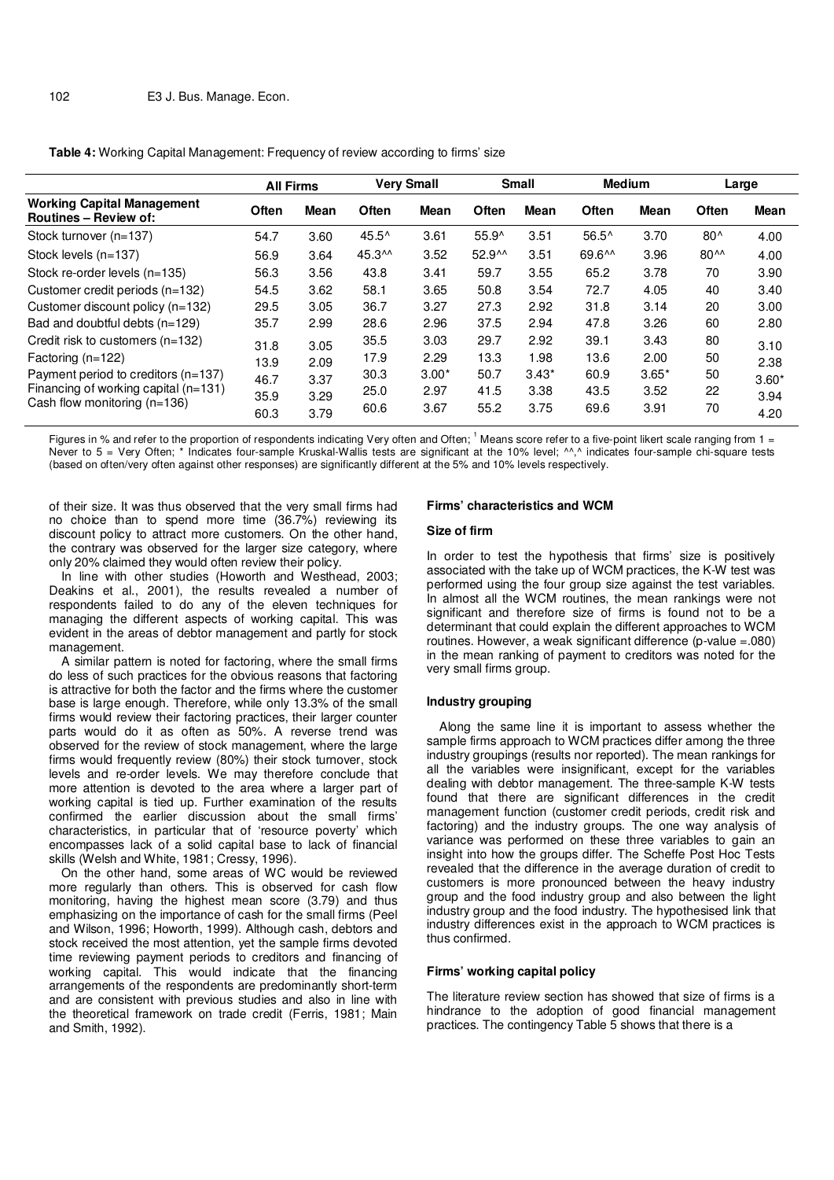**Table 4:** Working Capital Management: Frequency of review according to firms' size

| | All Firms | | Very Small | | Small | | Medium | | Large | |
|---|---|---|---|---|---|---|---|---|---|---|
| **Working Capital Management Routines – Review of:** | **Often** | **Mean** | **Often** | **Mean** | **Often** | **Mean** | **Often** | **Mean** | **Often** | **Mean** |
| Stock turnover (n=137) | 54.7 | 3.60 | 45.5^ | 3.61 | 55.9^ | 3.51 | 56.5^ | 3.70 | 80^ | 4.00 |
| Stock levels (n=137) | 56.9 | 3.64 | 45.3^^ | 3.52 | 52.9^^ | 3.51 | 69.6^^ | 3.96 | 80^^ | 4.00 |
| Stock re-order levels (n=135) | 56.3 | 3.56 | 43.8 | 3.41 | 59.7 | 3.55 | 65.2 | 3.78 | 70 | 3.90 |
| Customer credit periods (n=132) | 54.5 | 3.62 | 58.1 | 3.65 | 50.8 | 3.54 | 72.7 | 4.05 | 40 | 3.40 |
| Customer discount policy (n=132) | 29.5 | 3.05 | 36.7 | 3.27 | 27.3 | 2.92 | 31.8 | 3.14 | 20 | 3.00 |
| Bad and doubtful debts (n=129) | 35.7 | 2.99 | 28.6 | 2.96 | 37.5 | 2.94 | 47.8 | 3.26 | 60 | 2.80 |
| Credit risk to customers (n=132) | 31.8 | 3.05 | 35.5 | 3.03 | 29.7 | 2.92 | 39.1 | 3.43 | 80 | 3.10 |
| Factoring (n=122) | 13.9 | 2.09 | 17.9 | 2.29 | 13.3 | 1.98 | 13.6 | 2.00 | 50 | 2.38 |
| Payment period to creditors (n=137) | 46.7 | 3.37 | 30.3 | 3.00* | 50.7 | 3.43* | 60.9 | 3.65* | 50 | 3.60* |
| Financing of working capital (n=131) | 35.9 | 3.29 | 25.0 | 2.97 | 41.5 | 3.38 | 43.5 | 3.52 | 22 | 3.94 |
| Cash flow monitoring (n=136) | 60.3 | 3.79 | 60.6 | 3.67 | 55.2 | 3.75 | 69.6 | 3.91 | 70 | 4.20 |

Figures in % and refer to the proportion of respondents indicating Very often and Often; [1] Means score refer to a five-point likert scale ranging from 1 = Never to 5 = Very Often; * Indicates four-sample Kruskal-Wallis tests are significant at the 10% level; ^^,^ indicates four-sample chi-square tests (based on often/very often against other responses) are significantly different at the 5% and 10% levels respectively.

of their size. It was thus observed that the very small firms had no choice than to spend more time (36.7%) reviewing its discount policy to attract more customers. On the other hand, the contrary was observed for the larger size category, where only 20% claimed they would often review their policy.

In line with other studies (Howorth and Westhead, 2003; Deakins et al., 2001), the results revealed a number of respondents failed to do any of the eleven techniques for managing the different aspects of working capital. This was evident in the areas of debtor management and partly for stock management.

A similar pattern is noted for factoring, where the small firms do less of such practices for the obvious reasons that factoring is attractive for both the factor and the firms where the customer base is large enough. Therefore, while only 13.3% of the small firms would review their factoring practices, their larger counter parts would do it as often as 50%. A reverse trend was observed for the review of stock management, where the large firms would frequently review (80%) their stock turnover, stock levels and re-order levels. We may therefore conclude that more attention is devoted to the area where a larger part of working capital is tied up. Further examination of the results confirmed the earlier discussion about the small firms' characteristics, in particular that of 'resource poverty' which encompasses lack of a solid capital base to lack of financial skills (Welsh and White, 1981; Cressy, 1996).

On the other hand, some areas of WC would be reviewed more regularly than others. This is observed for cash flow monitoring, having the highest mean score (3.79) and thus emphasizing on the importance of cash for the small firms (Peel and Wilson, 1996; Howorth, 1999). Although cash, debtors and stock received the most attention, yet the sample firms devoted time reviewing payment periods to creditors and financing of working capital. This would indicate that the financing arrangements of the respondents are predominantly short-term and are consistent with previous studies and also in line with the theoretical framework on trade credit (Ferris, 1981; Main and Smith, 1992).

### Firms' characteristics and WCM

#### Size of firm

In order to test the hypothesis that firms' size is positively associated with the take up of WCM practices, the K-W test was performed using the four group size against the test variables. In almost all the WCM routines, the mean rankings were not significant and therefore size of firms is found not to be a determinant that could explain the different approaches to WCM routines. However, a weak significant difference (p-value =.080) in the mean ranking of payment to creditors was noted for the very small firms group.

#### Industry grouping

Along the same line it is important to assess whether the sample firms approach to WCM practices differ among the three industry groupings (results nor reported). The mean rankings for all the variables were insignificant, except for the variables dealing with debtor management. The three-sample K-W tests found that there are significant differences in the credit management function (customer credit periods, credit risk and factoring) and the industry groups. The one way analysis of variance was performed on these three variables to gain an insight into how the groups differ. The Scheffe Post Hoc Tests revealed that the difference in the average duration of credit to customers is more pronounced between the heavy industry group and the food industry group and also between the light industry group and the food industry. The hypothesised link that industry differences exist in the approach to WCM practices is thus confirmed.

### Firms' working capital policy

The literature review section has showed that size of firms is a hindrance to the adoption of good financial management practices. The contingency Table 5 shows that there is a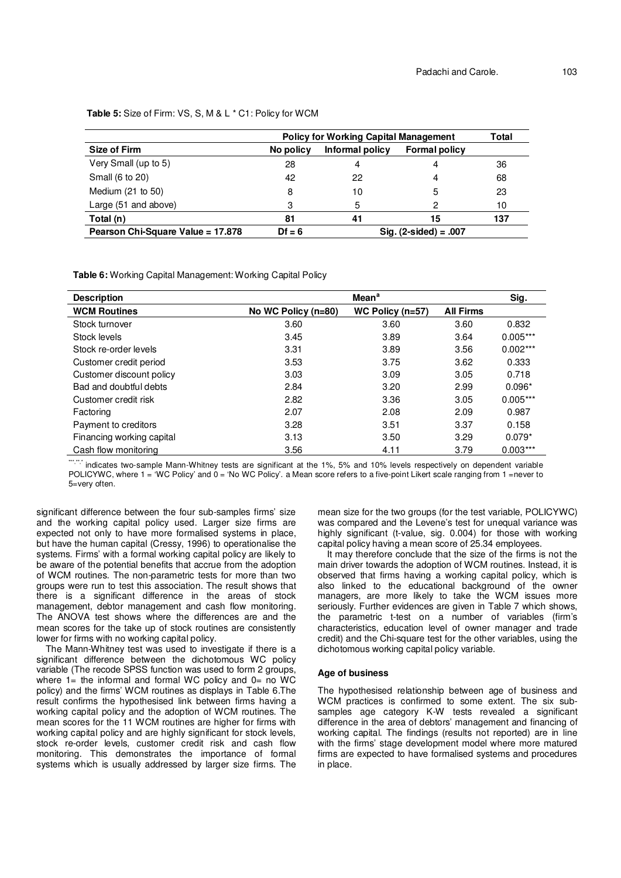**Table 5:** Size of Firm: VS, S, M & L * C1: Policy for WCM

| | Policy for Working Capital Management | | | Total |
|---|---|---|---|---|
| **Size of Firm** | **No policy** | **Informal policy** | **Formal policy** | |
| Very Small (up to 5) | 28 | 4 | 4 | 36 |
| Small (6 to 20) | 42 | 22 | 4 | 68 |
| Medium (21 to 50) | 8 | 10 | 5 | 23 |
| Large (51 and above) | 3 | 5 | 2 | 10 |
| **Total (n)** | **81** | **41** | **15** | **137** |
| **Pearson Chi-Square Value = 17.878** | **Df = 6** | **Sig. (2-sided) = .007** | | |

**Table 6:** Working Capital Management: Working Capital Policy

| Description | Mean[a] | | | Sig. |
|---|---|---|---|---|
| **WCM Routines** | **No WC Policy (n=80)** | **WC Policy (n=57)** | **All Firms** | |
| Stock turnover | 3.60 | 3.60 | 3.60 | 0.832 |
| Stock levels | 3.45 | 3.89 | 3.64 | 0.005*** |
| Stock re-order levels | 3.31 | 3.89 | 3.56 | 0.002*** |
| Customer credit period | 3.53 | 3.75 | 3.62 | 0.333 |
| Customer discount policy | 3.03 | 3.09 | 3.05 | 0.718 |
| Bad and doubtful debts | 2.84 | 3.20 | 2.99 | 0.096* |
| Customer credit risk | 2.82 | 3.36 | 3.05 | 0.005*** |
| Factoring | 2.07 | 2.08 | 2.09 | 0.987 |
| Payment to creditors | 3.28 | 3.51 | 3.37 | 0.158 |
| Financing working capital | 3.13 | 3.50 | 3.29 | 0.079* |
| Cash flow monitoring | 3.56 | 4.11 | 3.79 | 0.003*** |

***,**,* indicates two-sample Mann-Whitney tests are significant at the 1%, 5% and 10% levels respectively on dependent variable POLICYWC, where 1 = 'WC Policy' and 0 = 'No WC Policy'. a Mean score refers to a five-point Likert scale ranging from 1 =never to 5=very often.

significant difference between the four sub-samples firms' size and the working capital policy used. Larger size firms are expected not only to have more formalised systems in place, but have the human capital (Cressy, 1996) to operationalise the systems. Firms' with a formal working capital policy are likely to be aware of the potential benefits that accrue from the adoption of WCM routines. The non-parametric tests for more than two groups were run to test this association. The result shows that there is a significant difference in the areas of stock management, debtor management and cash flow monitoring. The ANOVA test shows where the differences are and the mean scores for the take up of stock routines are consistently lower for firms with no working capital policy.

The Mann-Whitney test was used to investigate if there is a significant difference between the dichotomous WC policy variable (The recode SPSS function was used to form 2 groups, where 1= the informal and formal WC policy and 0= no WC policy) and the firms' WCM routines as displays in Table 6.The result confirms the hypothesised link between firms having a working capital policy and the adoption of WCM routines. The mean scores for the 11 WCM routines are higher for firms with working capital policy and are highly significant for stock levels, stock re-order levels, customer credit risk and cash flow monitoring. This demonstrates the importance of formal systems which is usually addressed by larger size firms. The mean size for the two groups (for the test variable, POLICYWC) was compared and the Levene's test for unequal variance was highly significant (t-value, sig. 0.004) for those with working capital policy having a mean score of 25.34 employees.

It may therefore conclude that the size of the firms is not the main driver towards the adoption of WCM routines. Instead, it is observed that firms having a working capital policy, which is also linked to the educational background of the owner managers, are more likely to take the WCM issues more seriously. Further evidences are given in Table 7 which shows, the parametric t-test on a number of variables (firm's characteristics, education level of owner manager and trade credit) and the Chi-square test for the other variables, using the dichotomous working capital policy variable.

### Age of business

The hypothesised relationship between age of business and WCM practices is confirmed to some extent. The six sub-samples age category K-W tests revealed a significant difference in the area of debtors' management and financing of working capital. The findings (results not reported) are in line with the firms' stage development model where more matured firms are expected to have formalised systems and procedures in place.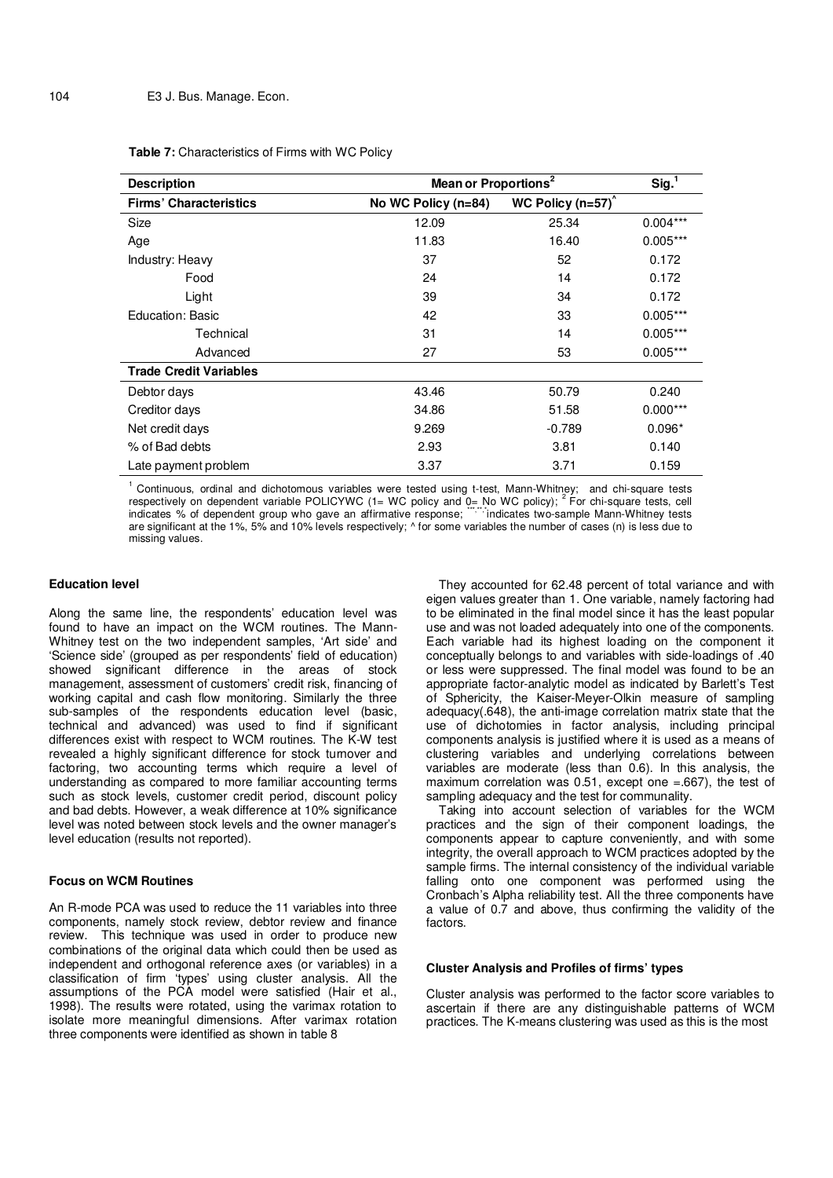**Table 7:** Characteristics of Firms with WC Policy

| Description | Mean or Proportions[2] | | Sig.[1] |
|---|---|---|---|
| **Firms' Characteristics** | **No WC Policy (n=84)** | **WC Policy (n=57)^** | |
| Size | 12.09 | 25.34 | 0.004*** |
| Age | 11.83 | 16.40 | 0.005*** |
| Industry: Heavy | 37 | 52 | 0.172 |
| Food | 24 | 14 | 0.172 |
| Light | 39 | 34 | 0.172 |
| Education: Basic | 42 | 33 | 0.005*** |
| Technical | 31 | 14 | 0.005*** |
| Advanced | 27 | 53 | 0.005*** |
| **Trade Credit Variables** | | | |
| Debtor days | 43.46 | 50.79 | 0.240 |
| Creditor days | 34.86 | 51.58 | 0.000*** |
| Net credit days | 9.269 | -0.789 | 0.096* |
| % of Bad debts | 2.93 | 3.81 | 0.140 |
| Late payment problem | 3.37 | 3.71 | 0.159 |

[1] Continuous, ordinal and dichotomous variables were tested using t-test, Mann-Whitney; and chi-square tests respectively on dependent variable POLICYWC (1= WC policy and 0= No WC policy); [2] For chi-square tests, cell indicates % of dependent group who gave an affirmative response; ***,**,* indicates two-sample Mann-Whitney tests are significant at the 1%, 5% and 10% levels respectively; ^ for some variables the number of cases (n) is less due to missing values.

#### Education level

Along the same line, the respondents' education level was found to have an impact on the WCM routines. The Mann-Whitney test on the two independent samples, 'Art side' and 'Science side' (grouped as per respondents' field of education) showed significant difference in the areas of stock management, assessment of customers' credit risk, financing of working capital and cash flow monitoring. Similarly the three sub-samples of the respondents education level (basic, technical and advanced) was used to find if significant differences exist with respect to WCM routines. The K-W test revealed a highly significant difference for stock turnover and factoring, two accounting terms which require a level of understanding as compared to more familiar accounting terms such as stock levels, customer credit period, discount policy and bad debts. However, a weak difference at 10% significance level was noted between stock levels and the owner manager's level education (results not reported).

#### Focus on WCM Routines

An R-mode PCA was used to reduce the 11 variables into three components, namely stock review, debtor review and finance review. This technique was used in order to produce new combinations of the original data which could then be used as independent and orthogonal reference axes (or variables) in a classification of firm 'types' using cluster analysis. All the assumptions of the PCA model were satisfied (Hair et al., 1998). The results were rotated, using the varimax rotation to isolate more meaningful dimensions. After varimax rotation three components were identified as shown in table 8

They accounted for 62.48 percent of total variance and with eigen values greater than 1. One variable, namely factoring had to be eliminated in the final model since it has the least popular use and was not loaded adequately into one of the components. Each variable had its highest loading on the component it conceptually belongs to and variables with side-loadings of .40 or less were suppressed. The final model was found to be an appropriate factor-analytic model as indicated by Barlett's Test of Sphericity, the Kaiser-Meyer-Olkin measure of sampling adequacy(.648), the anti-image correlation matrix state that the use of dichotomies in factor analysis, including principal components analysis is justified where it is used as a means of clustering variables and underlying correlations between variables are moderate (less than 0.6). In this analysis, the maximum correlation was 0.51, except one =.667), the test of sampling adequacy and the test for communality.

Taking into account selection of variables for the WCM practices and the sign of their component loadings, the components appear to capture conveniently, and with some integrity, the overall approach to WCM practices adopted by the sample firms. The internal consistency of the individual variable falling onto one component was performed using the Cronbach's Alpha reliability test. All the three components have a value of 0.7 and above, thus confirming the validity of the factors.

#### Cluster Analysis and Profiles of firms' types

Cluster analysis was performed to the factor score variables to ascertain if there are any distinguishable patterns of WCM practices. The K-means clustering was used as this is the most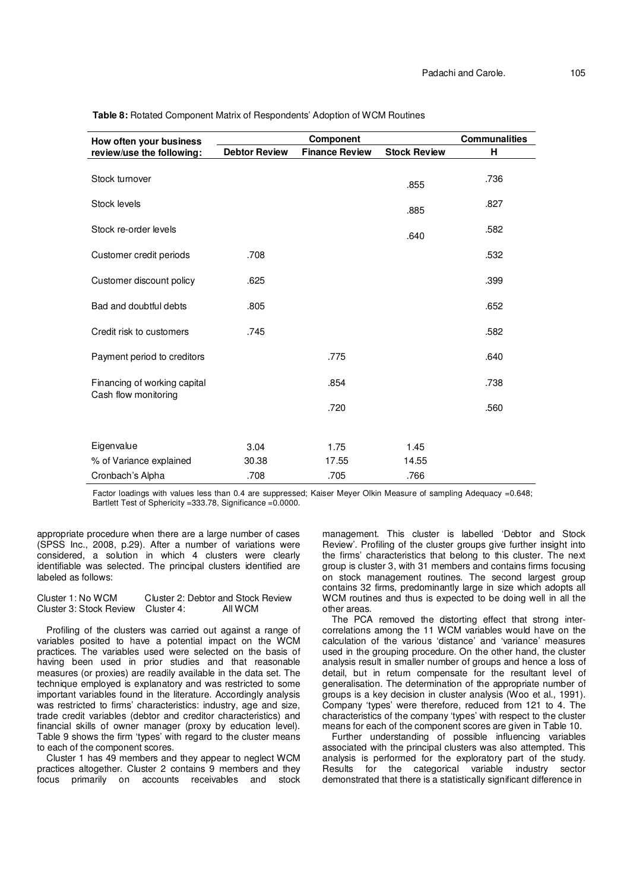**Table 8:** Rotated Component Matrix of Respondents' Adoption of WCM Routines

| How often your business review/use the following: | Component | | | Communalities |
|---|---|---|---|---|
| | Debtor Review | Finance Review | Stock Review | H |
| Stock turnover | | | .855 | .736 |
| Stock levels | | | .885 | .827 |
| Stock re-order levels | | | .640 | .582 |
| Customer credit periods | .708 | | | .532 |
| Customer discount policy | .625 | | | .399 |
| Bad and doubtful debts | .805 | | | .652 |
| Credit risk to customers | .745 | | | .582 |
| Payment period to creditors | | .775 | | .640 |
| Financing of working capital | | .854 | | .738 |
| Cash flow monitoring | | .720 | | .560 |
| Eigenvalue | 3.04 | 1.75 | 1.45 | |
| % of Variance explained | 30.38 | 17.55 | 14.55 | |
| Cronbach's Alpha | .708 | .705 | .766 | |

Factor loadings with values less than 0.4 are suppressed; Kaiser Meyer Olkin Measure of sampling Adequacy =0.648; Bartlett Test of Sphericity =333.78, Significance =0.0000.

appropriate procedure when there are a large number of cases (SPSS Inc., 2008, p.29). After a number of variations were considered, a solution in which 4 clusters were clearly identifiable was selected. The principal clusters identified are labeled as follows:

Cluster 1: No WCM Cluster 2: Debtor and Stock Review
Cluster 3: Stock Review Cluster 4: All WCM

Profiling of the clusters was carried out against a range of variables posited to have a potential impact on the WCM practices. The variables used were selected on the basis of having been used in prior studies and that reasonable measures (or proxies) are readily available in the data set. The technique employed is explanatory and was restricted to some important variables found in the literature. Accordingly analysis was restricted to firms' characteristics: industry, age and size, trade credit variables (debtor and creditor characteristics) and financial skills of owner manager (proxy by education level). Table 9 shows the firm 'types' with regard to the cluster means to each of the component scores.

Cluster 1 has 49 members and they appear to neglect WCM practices altogether. Cluster 2 contains 9 members and they focus primarily on accounts receivables and stock management. This cluster is labelled 'Debtor and Stock Review'. Profiling of the cluster groups give further insight into the firms' characteristics that belong to this cluster. The next group is cluster 3, with 31 members and contains firms focusing on stock management routines. The second largest group contains 32 firms, predominantly large in size which adopts all WCM routines and thus is expected to be doing well in all the other areas.

The PCA removed the distorting effect that strong inter-correlations among the 11 WCM variables would have on the calculation of the various 'distance' and 'variance' measures used in the grouping procedure. On the other hand, the cluster analysis result in smaller number of groups and hence a loss of detail, but in return compensate for the resultant level of generalisation. The determination of the appropriate number of groups is a key decision in cluster analysis (Woo et al., 1991). Company 'types' were therefore, reduced from 121 to 4. The characteristics of the company 'types' with respect to the cluster means for each of the component scores are given in Table 10.

Further understanding of possible influencing variables associated with the principal clusters was also attempted. This analysis is performed for the exploratory part of the study. Results for the categorical variable industry sector demonstrated that there is a statistically significant difference in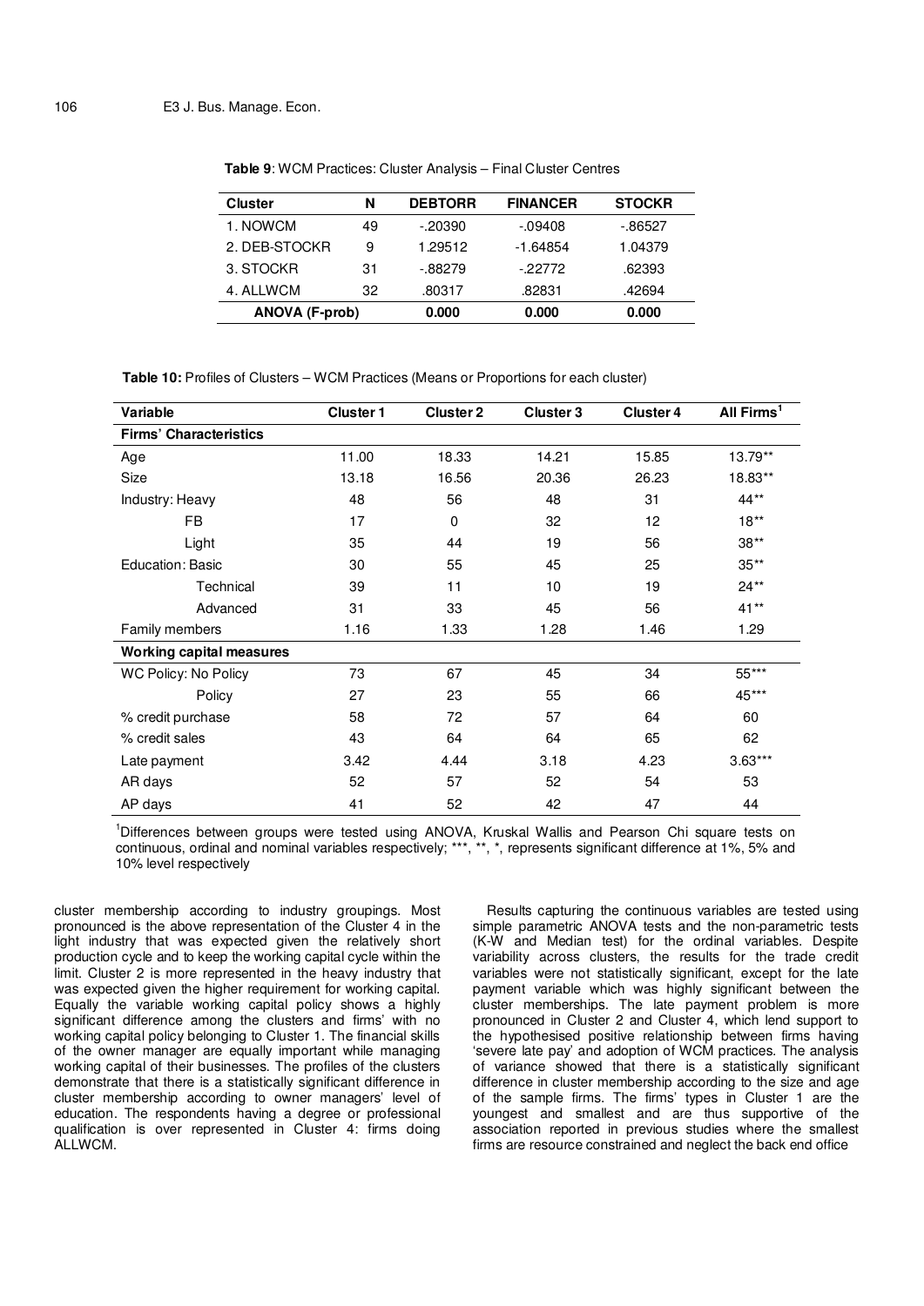**Table 9**: WCM Practices: Cluster Analysis – Final Cluster Centres

| Cluster | N | DEBTORR | FINANCER | STOCKR |
|---|---|---|---|---|
| 1. NOWCM | 49 | -.20390 | -.09408 | -.86527 |
| 2. DEB-STOCKR | 9 | 1.29512 | -1.64854 | 1.04379 |
| 3. STOCKR | 31 | -.88279 | -.22772 | .62393 |
| 4. ALLWCM | 32 | .80317 | .82831 | .42694 |
| **ANOVA (F-prob)** | | **0.000** | **0.000** | **0.000** |

**Table 10:** Profiles of Clusters – WCM Practices (Means or Proportions for each cluster)

| Variable | Cluster 1 | Cluster 2 | Cluster 3 | Cluster 4 | All Firms[1] |
|---|---|---|---|---|---|
| **Firms' Characteristics** | | | | | |
| Age | 11.00 | 18.33 | 14.21 | 15.85 | 13.79** |
| Size | 13.18 | 16.56 | 20.36 | 26.23 | 18.83** |
| Industry: Heavy | 48 | 56 | 48 | 31 | 44** |
| FB | 17 | 0 | 32 | 12 | 18** |
| Light | 35 | 44 | 19 | 56 | 38** |
| Education: Basic | 30 | 55 | 45 | 25 | 35** |
| Technical | 39 | 11 | 10 | 19 | 24** |
| Advanced | 31 | 33 | 45 | 56 | 41** |
| Family members | 1.16 | 1.33 | 1.28 | 1.46 | 1.29 |
| **Working capital measures** | | | | | |
| WC Policy: No Policy | 73 | 67 | 45 | 34 | 55*** |
| Policy | 27 | 23 | 55 | 66 | 45*** |
| % credit purchase | 58 | 72 | 57 | 64 | 60 |
| % credit sales | 43 | 64 | 64 | 65 | 62 |
| Late payment | 3.42 | 4.44 | 3.18 | 4.23 | 3.63*** |
| AR days | 52 | 57 | 52 | 54 | 53 |
| AP days | 41 | 52 | 42 | 47 | 44 |

[1]Differences between groups were tested using ANOVA, Kruskal Wallis and Pearson Chi square tests on continuous, ordinal and nominal variables respectively; ***, **, *, represents significant difference at 1%, 5% and 10% level respectively

cluster membership according to industry groupings. Most pronounced is the above representation of the Cluster 4 in the light industry that was expected given the relatively short production cycle and to keep the working capital cycle within the limit. Cluster 2 is more represented in the heavy industry that was expected given the higher requirement for working capital. Equally the variable working capital policy shows a highly significant difference among the clusters and firms' with no working capital policy belonging to Cluster 1. The financial skills of the owner manager are equally important while managing working capital of their businesses. The profiles of the clusters demonstrate that there is a statistically significant difference in cluster membership according to owner managers' level of education. The respondents having a degree or professional qualification is over represented in Cluster 4: firms doing ALLWCM.

Results capturing the continuous variables are tested using simple parametric ANOVA tests and the non-parametric tests (K-W and Median test) for the ordinal variables. Despite variability across clusters, the results for the trade credit variables were not statistically significant, except for the late payment variable which was highly significant between the cluster memberships. The late payment problem is more pronounced in Cluster 2 and Cluster 4, which lend support to the hypothesised positive relationship between firms having 'severe late pay' and adoption of WCM practices. The analysis of variance showed that there is a statistically significant difference in cluster membership according to the size and age of the sample firms. The firms' types in Cluster 1 are the youngest and smallest and are thus supportive of the association reported in previous studies where the smallest firms are resource constrained and neglect the back end office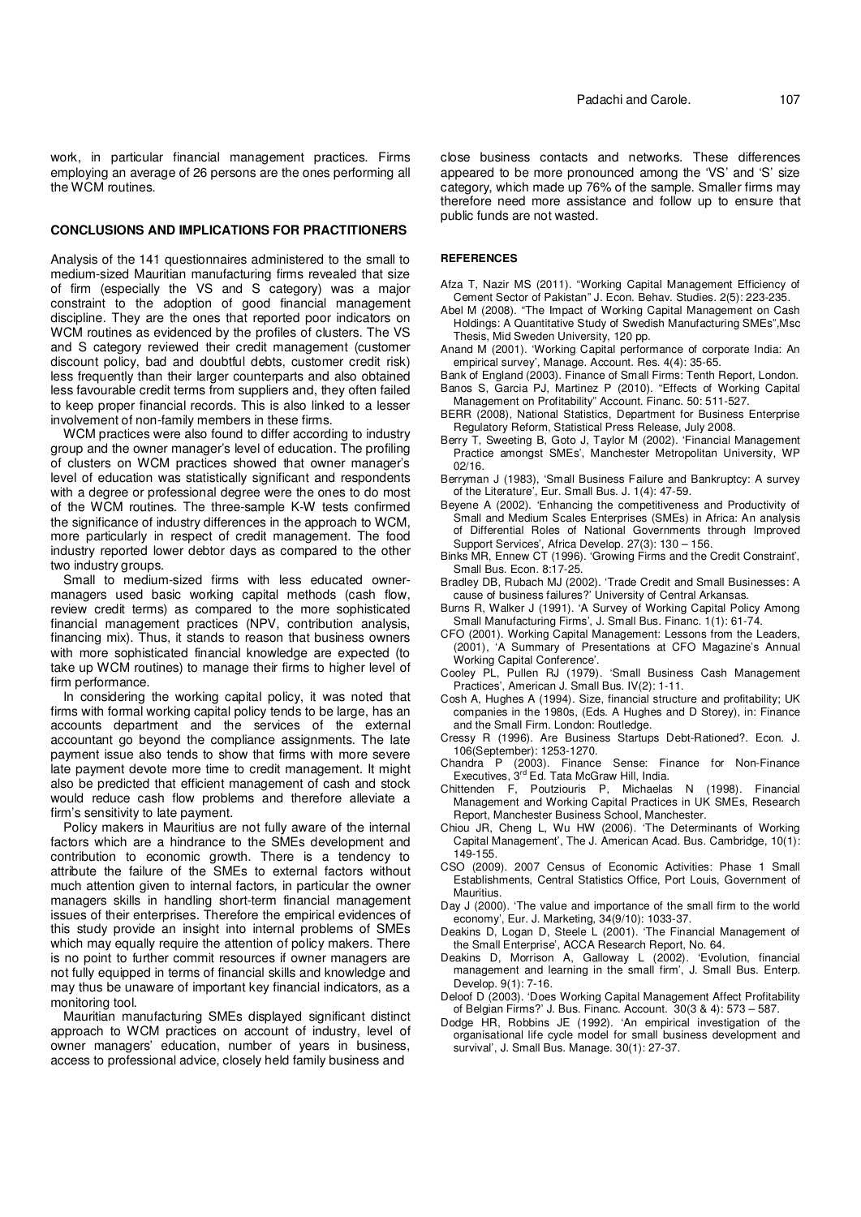work, in particular financial management practices. Firms employing an average of 26 persons are the ones performing all the WCM routines.

## CONCLUSIONS AND IMPLICATIONS FOR PRACTITIONERS

Analysis of the 141 questionnaires administered to the small to medium-sized Mauritian manufacturing firms revealed that size of firm (especially the VS and S category) was a major constraint to the adoption of good financial management discipline. They are the ones that reported poor indicators on WCM routines as evidenced by the profiles of clusters. The VS and S category reviewed their credit management (customer discount policy, bad and doubtful debts, customer credit risk) less frequently than their larger counterparts and also obtained less favourable credit terms from suppliers and, they often failed to keep proper financial records. This is also linked to a lesser involvement of non-family members in these firms.

WCM practices were also found to differ according to industry group and the owner manager's level of education. The profiling of clusters on WCM practices showed that owner manager's level of education was statistically significant and respondents with a degree or professional degree were the ones to do most of the WCM routines. The three-sample K-W tests confirmed the significance of industry differences in the approach to WCM, more particularly in respect of credit management. The food industry reported lower debtor days as compared to the other two industry groups.

Small to medium-sized firms with less educated owner-managers used basic working capital methods (cash flow, review credit terms) as compared to the more sophisticated financial management practices (NPV, contribution analysis, financing mix). Thus, it stands to reason that business owners with more sophisticated financial knowledge are expected (to take up WCM routines) to manage their firms to higher level of firm performance.

In considering the working capital policy, it was noted that firms with formal working capital policy tends to be large, has an accounts department and the services of the external accountant go beyond the compliance assignments. The late payment issue also tends to show that firms with more severe late payment devote more time to credit management. It might also be predicted that efficient management of cash and stock would reduce cash flow problems and therefore alleviate a firm's sensitivity to late payment.

Policy makers in Mauritius are not fully aware of the internal factors which are a hindrance to the SMEs development and contribution to economic growth. There is a tendency to attribute the failure of the SMEs to external factors without much attention given to internal factors, in particular the owner managers skills in handling short-term financial management issues of their enterprises. Therefore the empirical evidences of this study provide an insight into internal problems of SMEs which may equally require the attention of policy makers. There is no point to further commit resources if owner managers are not fully equipped in terms of financial skills and knowledge and may thus be unaware of important key financial indicators, as a monitoring tool.

Mauritian manufacturing SMEs displayed significant distinct approach to WCM practices on account of industry, level of owner managers' education, number of years in business, access to professional advice, closely held family business and close business contacts and networks. These differences appeared to be more pronounced among the 'VS' and 'S' size category, which made up 76% of the sample. Smaller firms may therefore need more assistance and follow up to ensure that public funds are not wasted.

## REFERENCES

Afza T, Nazir MS (2011). "Working Capital Management Efficiency of Cement Sector of Pakistan" J. Econ. Behav. Studies. 2(5): 223-235.

Abel M (2008). "The Impact of Working Capital Management on Cash Holdings: A Quantitative Study of Swedish Manufacturing SMEs",Msc Thesis, Mid Sweden University, 120 pp.

Anand M (2001). 'Working Capital performance of corporate India: An empirical survey', Manage. Account. Res. 4(4): 35-65.

Bank of England (2003). Finance of Small Firms: Tenth Report, London.

Banos S, Garcia PJ, Martinez P (2010). "Effects of Working Capital Management on Profitability" Account. Financ. 50: 511-527.

BERR (2008), National Statistics, Department for Business Enterprise Regulatory Reform, Statistical Press Release, July 2008.

Berry T, Sweeting B, Goto J, Taylor M (2002). 'Financial Management Practice amongst SMEs', Manchester Metropolitan University, WP 02/16.

Berryman J (1983), 'Small Business Failure and Bankruptcy: A survey of the Literature', Eur. Small Bus. J. 1(4): 47-59.

Beyene A (2002). 'Enhancing the competitiveness and Productivity of Small and Medium Scales Enterprises (SMEs) in Africa: An analysis of Differential Roles of National Governments through Improved Support Services', Africa Develop. 27(3): 130 – 156.

Binks MR, Ennew CT (1996). 'Growing Firms and the Credit Constraint', Small Bus. Econ. 8:17-25.

Bradley DB, Rubach MJ (2002). 'Trade Credit and Small Businesses: A cause of business failures?' University of Central Arkansas.

Burns R, Walker J (1991). 'A Survey of Working Capital Policy Among Small Manufacturing Firms', J. Small Bus. Financ. 1(1): 61-74.

CFO (2001). Working Capital Management: Lessons from the Leaders, (2001), 'A Summary of Presentations at CFO Magazine's Annual Working Capital Conference'.

Cooley PL, Pullen RJ (1979). 'Small Business Cash Management Practices', American J. Small Bus. IV(2): 1-11.

Cosh A, Hughes A (1994). Size, financial structure and profitability; UK companies in the 1980s, (Eds. A Hughes and D Storey), in: Finance and the Small Firm. London: Routledge.

Cressy R (1996). Are Business Startups Debt-Rationed?. Econ. J. 106(September): 1253-1270.

Chandra P (2003). Finance Sense: Finance for Non-Finance Executives, 3rd Ed. Tata McGraw Hill, India.

Chittenden F, Poutziouris P, Michaelas N (1998). Financial Management and Working Capital Practices in UK SMEs, Research Report, Manchester Business School, Manchester.

Chiou JR, Cheng L, Wu HW (2006). 'The Determinants of Working Capital Management', The J. American Acad. Bus. Cambridge, 10(1): 149-155.

CSO (2009). 2007 Census of Economic Activities: Phase 1 Small Establishments, Central Statistics Office, Port Louis, Government of Mauritius.

Day J (2000). 'The value and importance of the small firm to the world economy', Eur. J. Marketing, 34(9/10): 1033-37.

Deakins D, Logan D, Steele L (2001). 'The Financial Management of the Small Enterprise', ACCA Research Report, No. 64.

Deakins D, Morrison A, Galloway L (2002). 'Evolution, financial management and learning in the small firm', J. Small Bus. Enterp. Develop. 9(1): 7-16.

Deloof D (2003). 'Does Working Capital Management Affect Profitability of Belgian Firms?' J. Bus. Financ. Account. 30(3 & 4): 573 – 587.

Dodge HR, Robbins JE (1992). 'An empirical investigation of the organisational life cycle model for small business development and survival', J. Small Bus. Manage. 30(1): 27-37.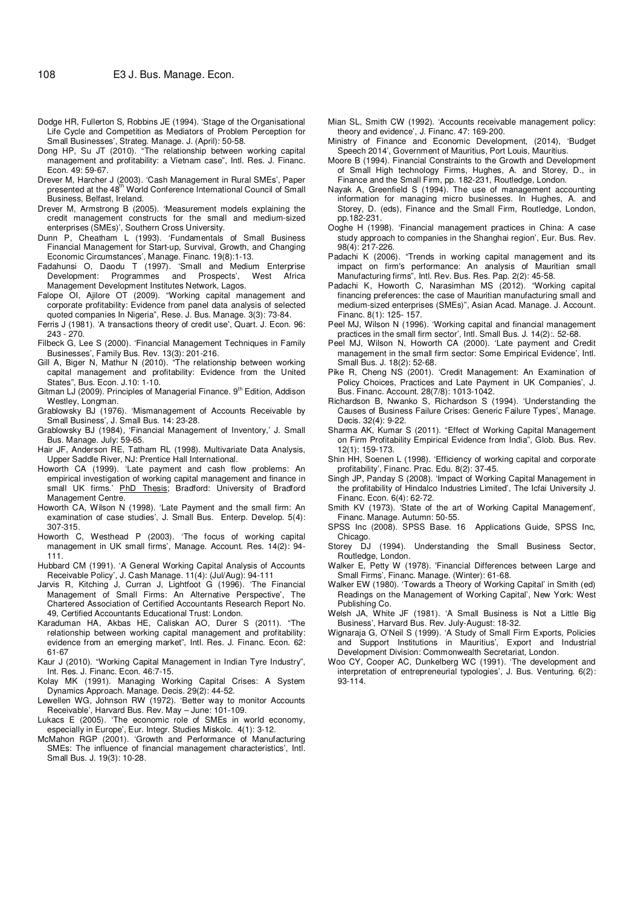Dodge HR, Fullerton S, Robbins JE (1994). 'Stage of the Organisational Life Cycle and Competition as Mediators of Problem Perception for Small Businesses', Strateg. Manage. J. (April): 50-58.

Dong HP, Su JT (2010). "The relationship between working capital management and profitability: a Vietnam case", Intl. Res. J. Financ. Econ. 49: 59-67.

Drever M, Harcher J (2003). 'Cash Management in Rural SMEs', Paper presented at the 48th World Conference International Council of Small Business, Belfast, Ireland.

Drever M, Armstrong B (2005). 'Measurement models explaining the credit management constructs for the small and medium-sized enterprises (SMEs)', Southern Cross University.

Dunn P, Cheatham L (1993). 'Fundamentals of Small Business Financial Management for Start-up, Survival, Growth, and Changing Economic Circumstances', Manage. Financ. 19(8):1-13.

Fadahunsi O, Daodu T (1997). 'Small and Medium Enterprise Development: Programmes and Prospects', West Africa Management Development Institutes Network, Lagos.

Falope OI, Ajilore OT (2009). "Working capital management and corporate profitability: Evidence from panel data analysis of selected quoted companies In Nigeria", Rese. J. Bus. Manage. 3(3): 73-84.

Ferris J (1981). 'A transactions theory of credit use', Quart. J. Econ. 96: 243 - 270.

Filbeck G, Lee S (2000). 'Financial Management Techniques in Family Businesses', Family Bus. Rev. 13(3): 201-216.

Gill A, Biger N, Mathur N (2010). "The relationship between working capital management and profitability: Evidence from the United States", Bus. Econ. J.10: 1-10.

Gitman LJ (2009). Principles of Managerial Finance. 9th Edition, Addison Westley, Longman.

Grablowsky BJ (1976). 'Mismanagement of Accounts Receivable by Small Business', J. Small Bus. 14: 23-28.

Grablowsky BJ (1984), 'Financial Management of Inventory,' J. Small Bus. Manage. July: 59-65.

Hair JF, Anderson RE, Tatham RL (1998). Multivariate Data Analysis, Upper Saddle River, NJ: Prentice Hall International.

Howorth CA (1999). 'Late payment and cash flow problems: An empirical investigation of working capital management and finance in small UK firms.' PhD Thesis; Bradford: University of Bradford Management Centre.

Howorth CA, Wilson N (1998). 'Late Payment and the small firm: An examination of case studies', J. Small Bus. Enterp. Develop. 5(4): 307-315.

Howorth C, Westhead P (2003). 'The focus of working capital management in UK small firms', Manage. Account. Res. 14(2): 94-111.

Hubbard CM (1991). 'A General Working Capital Analysis of Accounts Receivable Policy', J. Cash Manage. 11(4): (Jul/Aug): 94-111

Jarvis R, Kitching J, Curran J, Lightfoot G (1996). 'The Financial Management of Small Firms: An Alternative Perspective', The Chartered Association of Certified Accountants Research Report No. 49, Certified Accountants Educational Trust: London.

Karaduman HA, Akbas HE, Caliskan AO, Durer S (2011). "The relationship between working capital management and profitability: evidence from an emerging market", Intl. Res. J. Financ. Econ. 62: 61-67

Kaur J (2010). "Working Capital Management in Indian Tyre Industry", Int. Res. J. Financ. Econ. 46:7-15.

Kolay MK (1991). Managing Working Capital Crises: A System Dynamics Approach. Manage. Decis. 29(2): 44-52.

Lewellen WG, Johnson RW (1972). 'Better way to monitor Accounts Receivable', Harvard Bus. Rev. May – June: 101-109.

Lukacs E (2005). 'The economic role of SMEs in world economy, especially in Europe', Eur. Integr. Studies Miskolc. 4(1): 3-12.

McMahon RGP (2001). 'Growth and Performance of Manufacturing SMEs: The influence of financial management characteristics', Intl. Small Bus. J. 19(3): 10-28.

Mian SL, Smith CW (1992). 'Accounts receivable management policy: theory and evidence', J. Financ. 47: 169-200.

Ministry of Finance and Economic Development, (2014), 'Budget Speech 2014', Government of Mauritius, Port Louis, Mauritius.

Moore B (1994). Financial Constraints to the Growth and Development of Small High technology Firms, Hughes, A. and Storey, D., in Finance and the Small Firm, pp. 182-231, Routledge, London.

Nayak A, Greenfield S (1994). The use of management accounting information for managing micro businesses. In Hughes, A. and Storey, D. (eds), Finance and the Small Firm, Routledge, London, pp.182-231.

Ooghe H (1998). 'Financial management practices in China: A case study approach to companies in the Shanghai region', Eur. Bus. Rev. 98(4): 217-226.

Padachi K (2006). "Trends in working capital management and its impact on firm's performance: An analysis of Mauritian small Manufacturing firms", Intl. Rev. Bus. Res. Pap. 2(2): 45-58.

Padachi K, Howorth C, Narasimhan MS (2012). "Working capital financing preferences: the case of Mauritian manufacturing small and medium-sized enterprises (SMEs)", Asian Acad. Manage. J. Account. Financ. 8(1): 125- 157.

Peel MJ, Wilson N (1996). 'Working capital and financial management practices in the small firm sector', Intl. Small Bus. J. 14(2):. 52-68.

Peel MJ, Wilson N, Howorth CA (2000). 'Late payment and Credit management in the small firm sector: Some Empirical Evidence', Intl. Small Bus. J. 18(2): 52-68.

Pike R, Cheng NS (2001). 'Credit Management: An Examination of Policy Choices, Practices and Late Payment in UK Companies', J. Bus. Financ. Account. 28(7/8): 1013-1042.

Richardson B, Nwanko S, Richardson S (1994). 'Understanding the Causes of Business Failure Crises: Generic Failure Types', Manage. Decis. 32(4): 9-22.

Sharma AK, Kumar S (2011). "Effect of Working Capital Management on Firm Profitability Empirical Evidence from India", Glob. Bus. Rev. 12(1): 159-173.

Shin HH, Soenen L (1998). 'Efficiency of working capital and corporate profitability', Financ. Prac. Edu. 8(2): 37-45.

Singh JP, Panday S (2008). 'Impact of Working Capital Management in the profitability of Hindalco Industries Limited', The Icfai University J. Financ. Econ. 6(4): 62-72.

Smith KV (1973). 'State of the art of Working Capital Management', Financ. Manage. Autumn: 50-55.

SPSS Inc (2008). SPSS Base. 16 Applications Guide, SPSS Inc, Chicago.

Storey DJ (1994). Understanding the Small Business Sector, Routledge, London.

Walker E, Petty W (1978). 'Financial Differences between Large and Small Firms', Financ. Manage. (Winter): 61-68.

Walker EW (1980). 'Towards a Theory of Working Capital' in Smith (ed) Readings on the Management of Working Capital', New York: West Publishing Co.

Welsh JA, White JF (1981). 'A Small Business is Not a Little Big Business', Harvard Bus. Rev. July-August: 18-32.

Wignaraja G, O'Neil S (1999). 'A Study of Small Firm Exports, Policies and Support Institutions in Mauritius', Export and Industrial Development Division: Commonwealth Secretariat, London.

Woo CY, Cooper AC, Dunkelberg WC (1991). 'The development and interpretation of entrepreneurial typologies', J. Bus. Venturing. 6(2): 93-114.